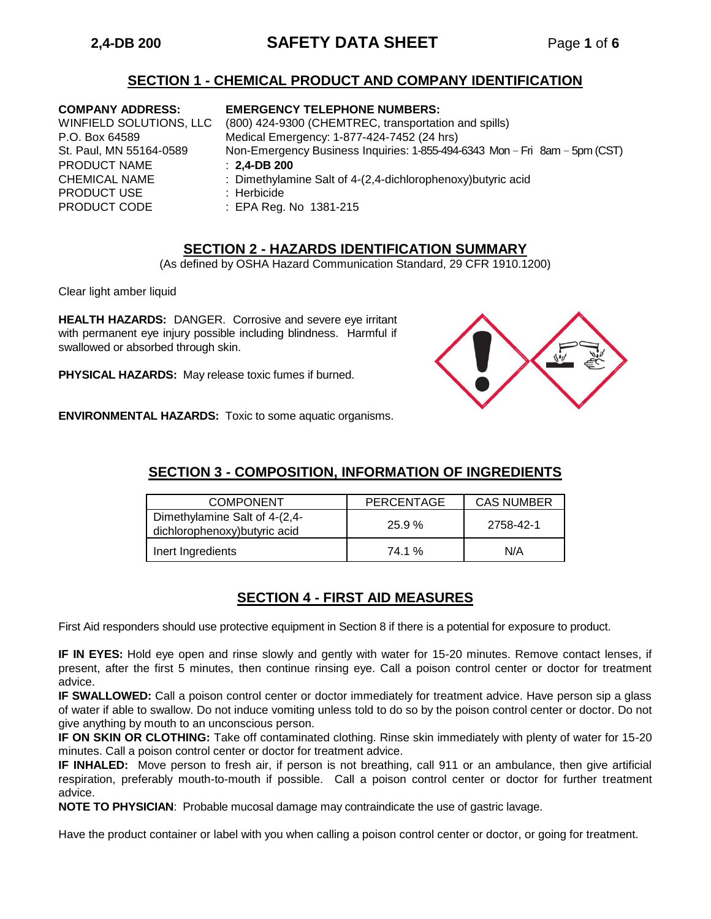# SECTION 1 - CHEMICAL PRODUCT AND COMPANY IDENTIFICATION

**COMPANY ADDRESS:**
WINFIELD SOLUTIONS, LLC
P.O. Box 64589
St. Paul, MN 55164-0589

**EMERGENCY TELEPHONE NUMBERS:**
(800) 424-9300 (CHEMTREC, transportation and spills)
Medical Emergency: 1-877-424-7452 (24 hrs)
Non-Emergency Business Inquiries: 1-855-494-6343 Mon – Fri 8am – 5pm (CST)

PRODUCT NAME : **2,4-DB 200**
CHEMICAL NAME : Dimethylamine Salt of 4-(2,4-dichlorophenoxy)butyric acid
PRODUCT USE : Herbicide
PRODUCT CODE : EPA Reg. No 1381-215

## SECTION 2 - HAZARDS IDENTIFICATION SUMMARY

(As defined by OSHA Hazard Communication Standard, 29 CFR 1910.1200)

Clear light amber liquid

**HEALTH HAZARDS:** DANGER. Corrosive and severe eye irritant with permanent eye injury possible including blindness. Harmful if swallowed or absorbed through skin.

**PHYSICAL HAZARDS:** May release toxic fumes if burned.

**ENVIRONMENTAL HAZARDS:** Toxic to some aquatic organisms.

## SECTION 3 - COMPOSITION, INFORMATION OF INGREDIENTS

| COMPONENT | PERCENTAGE | CAS NUMBER |
|---|---|---|
| Dimethylamine Salt of 4-(2,4-dichlorophenoxy)butyric acid | 25.9 % | 2758-42-1 |
| Inert Ingredients | 74.1 % | N/A |

## SECTION 4 - FIRST AID MEASURES

First Aid responders should use protective equipment in Section 8 if there is a potential for exposure to product.

**IF IN EYES:** Hold eye open and rinse slowly and gently with water for 15-20 minutes. Remove contact lenses, if present, after the first 5 minutes, then continue rinsing eye. Call a poison control center or doctor for treatment advice.

**IF SWALLOWED:** Call a poison control center or doctor immediately for treatment advice. Have person sip a glass of water if able to swallow. Do not induce vomiting unless told to do so by the poison control center or doctor. Do not give anything by mouth to an unconscious person.

**IF ON SKIN OR CLOTHING:** Take off contaminated clothing. Rinse skin immediately with plenty of water for 15-20 minutes. Call a poison control center or doctor for treatment advice.

**IF INHALED:** Move person to fresh air, if person is not breathing, call 911 or an ambulance, then give artificial respiration, preferably mouth-to-mouth if possible. Call a poison control center or doctor for further treatment advice.

**NOTE TO PHYSICIAN**: Probable mucosal damage may contraindicate the use of gastric lavage.

Have the product container or label with you when calling a poison control center or doctor, or going for treatment.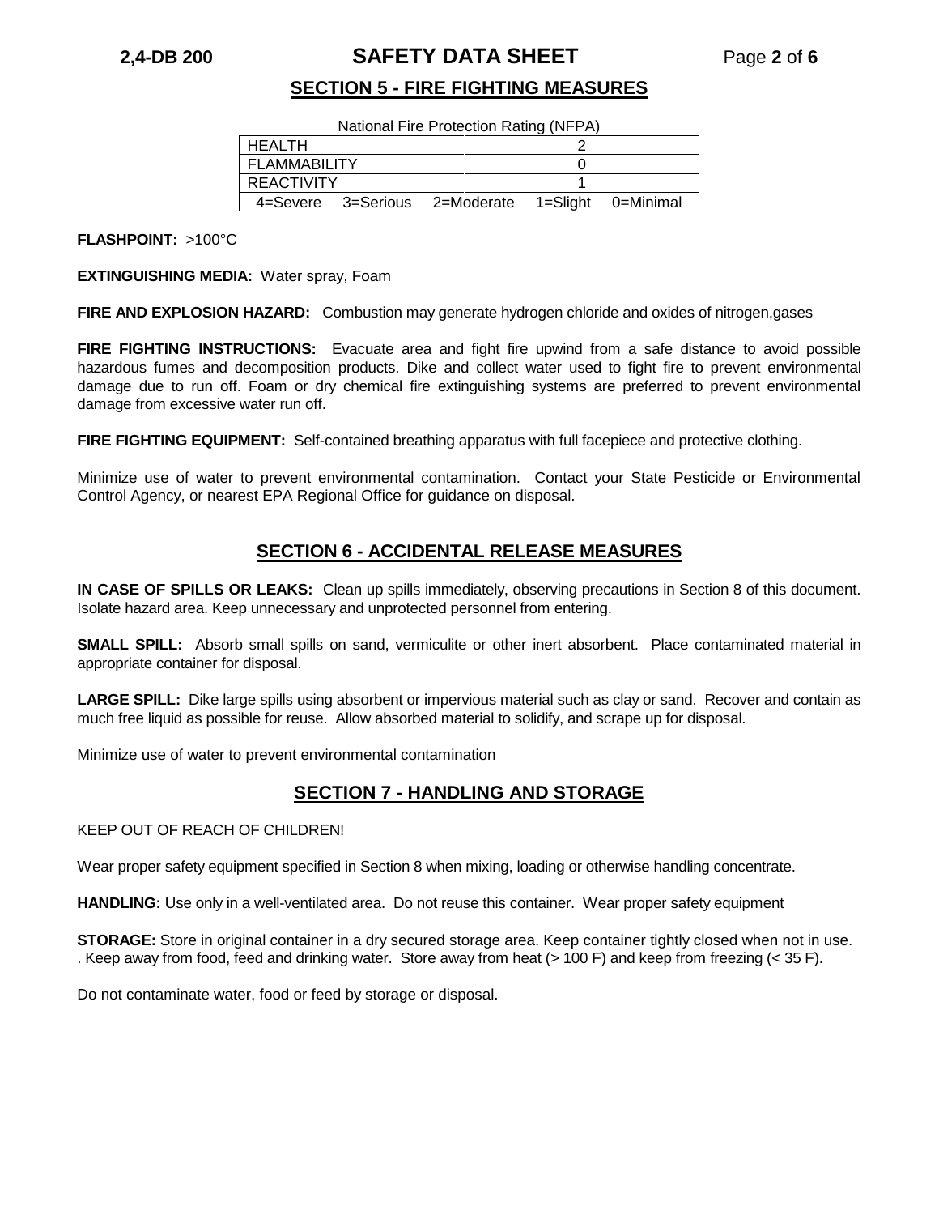## SECTION 5 - FIRE FIGHTING MEASURES

National Fire Protection Rating (NFPA)

| | |
|---|---|
| HEALTH | 2 |
| FLAMMABILITY | 0 |
| REACTIVITY | 1 |
| 4=Severe 3=Serious 2=Moderate 1=Slight 0=Minimal | |

**FLASHPOINT:** >100°C

**EXTINGUISHING MEDIA:** Water spray, Foam

**FIRE AND EXPLOSION HAZARD:** Combustion may generate hydrogen chloride and oxides of nitrogen,gases

**FIRE FIGHTING INSTRUCTIONS:** Evacuate area and fight fire upwind from a safe distance to avoid possible hazardous fumes and decomposition products. Dike and collect water used to fight fire to prevent environmental damage due to run off. Foam or dry chemical fire extinguishing systems are preferred to prevent environmental damage from excessive water run off.

**FIRE FIGHTING EQUIPMENT:** Self-contained breathing apparatus with full facepiece and protective clothing.

Minimize use of water to prevent environmental contamination. Contact your State Pesticide or Environmental Control Agency, or nearest EPA Regional Office for guidance on disposal.

## SECTION 6 - ACCIDENTAL RELEASE MEASURES

**IN CASE OF SPILLS OR LEAKS:** Clean up spills immediately, observing precautions in Section 8 of this document. Isolate hazard area. Keep unnecessary and unprotected personnel from entering.

**SMALL SPILL:** Absorb small spills on sand, vermiculite or other inert absorbent. Place contaminated material in appropriate container for disposal.

**LARGE SPILL:** Dike large spills using absorbent or impervious material such as clay or sand. Recover and contain as much free liquid as possible for reuse. Allow absorbed material to solidify, and scrape up for disposal.

Minimize use of water to prevent environmental contamination

## SECTION 7 - HANDLING AND STORAGE

KEEP OUT OF REACH OF CHILDREN!

Wear proper safety equipment specified in Section 8 when mixing, loading or otherwise handling concentrate.

**HANDLING:** Use only in a well-ventilated area. Do not reuse this container. Wear proper safety equipment

**STORAGE:** Store in original container in a dry secured storage area. Keep container tightly closed when not in use. . Keep away from food, feed and drinking water. Store away from heat (> 100 F) and keep from freezing (< 35 F).

Do not contaminate water, food or feed by storage or disposal.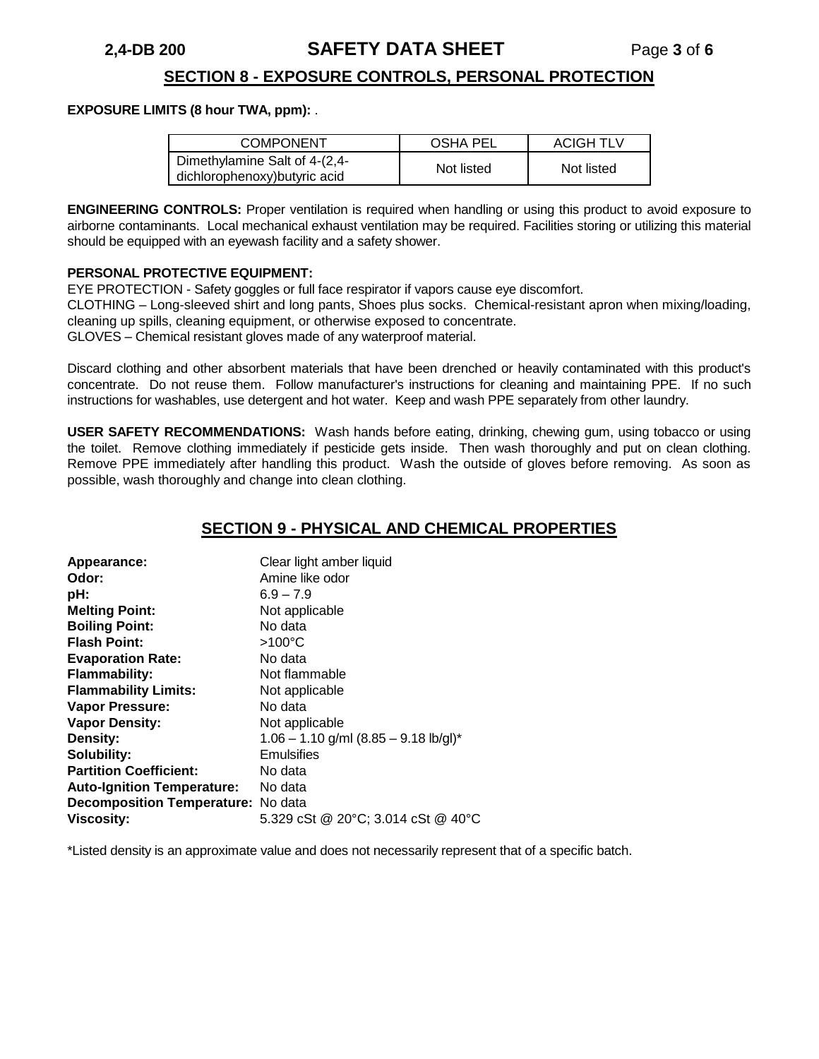## SECTION 8 - EXPOSURE CONTROLS, PERSONAL PROTECTION

**EXPOSURE LIMITS (8 hour TWA, ppm):** .

| COMPONENT | OSHA PEL | ACIGH TLV |
|---|---|---|
| Dimethylamine Salt of 4-(2,4-dichlorophenoxy)butyric acid | Not listed | Not listed |

**ENGINEERING CONTROLS:** Proper ventilation is required when handling or using this product to avoid exposure to airborne contaminants. Local mechanical exhaust ventilation may be required. Facilities storing or utilizing this material should be equipped with an eyewash facility and a safety shower.

**PERSONAL PROTECTIVE EQUIPMENT:**

EYE PROTECTION - Safety goggles or full face respirator if vapors cause eye discomfort.

CLOTHING – Long-sleeved shirt and long pants, Shoes plus socks. Chemical-resistant apron when mixing/loading, cleaning up spills, cleaning equipment, or otherwise exposed to concentrate.

GLOVES – Chemical resistant gloves made of any waterproof material.

Discard clothing and other absorbent materials that have been drenched or heavily contaminated with this product's concentrate. Do not reuse them. Follow manufacturer's instructions for cleaning and maintaining PPE. If no such instructions for washables, use detergent and hot water. Keep and wash PPE separately from other laundry.

**USER SAFETY RECOMMENDATIONS:** Wash hands before eating, drinking, chewing gum, using tobacco or using the toilet. Remove clothing immediately if pesticide gets inside. Then wash thoroughly and put on clean clothing. Remove PPE immediately after handling this product. Wash the outside of gloves before removing. As soon as possible, wash thoroughly and change into clean clothing.

## SECTION 9 - PHYSICAL AND CHEMICAL PROPERTIES

**Appearance:** Clear light amber liquid
**Odor:** Amine like odor
**pH:** 6.9 – 7.9
**Melting Point:** Not applicable
**Boiling Point:** No data
**Flash Point:** >100°C
**Evaporation Rate:** No data
**Flammability:** Not flammable
**Flammability Limits:** Not applicable
**Vapor Pressure:** No data
**Vapor Density:** Not applicable
**Density:** 1.06 – 1.10 g/ml (8.85 – 9.18 lb/gl)*
**Solubility:** Emulsifies
**Partition Coefficient:** No data
**Auto-Ignition Temperature:** No data
**Decomposition Temperature:** No data
**Viscosity:** 5.329 cSt @ 20°C; 3.014 cSt @ 40°C

*Listed density is an approximate value and does not necessarily represent that of a specific batch.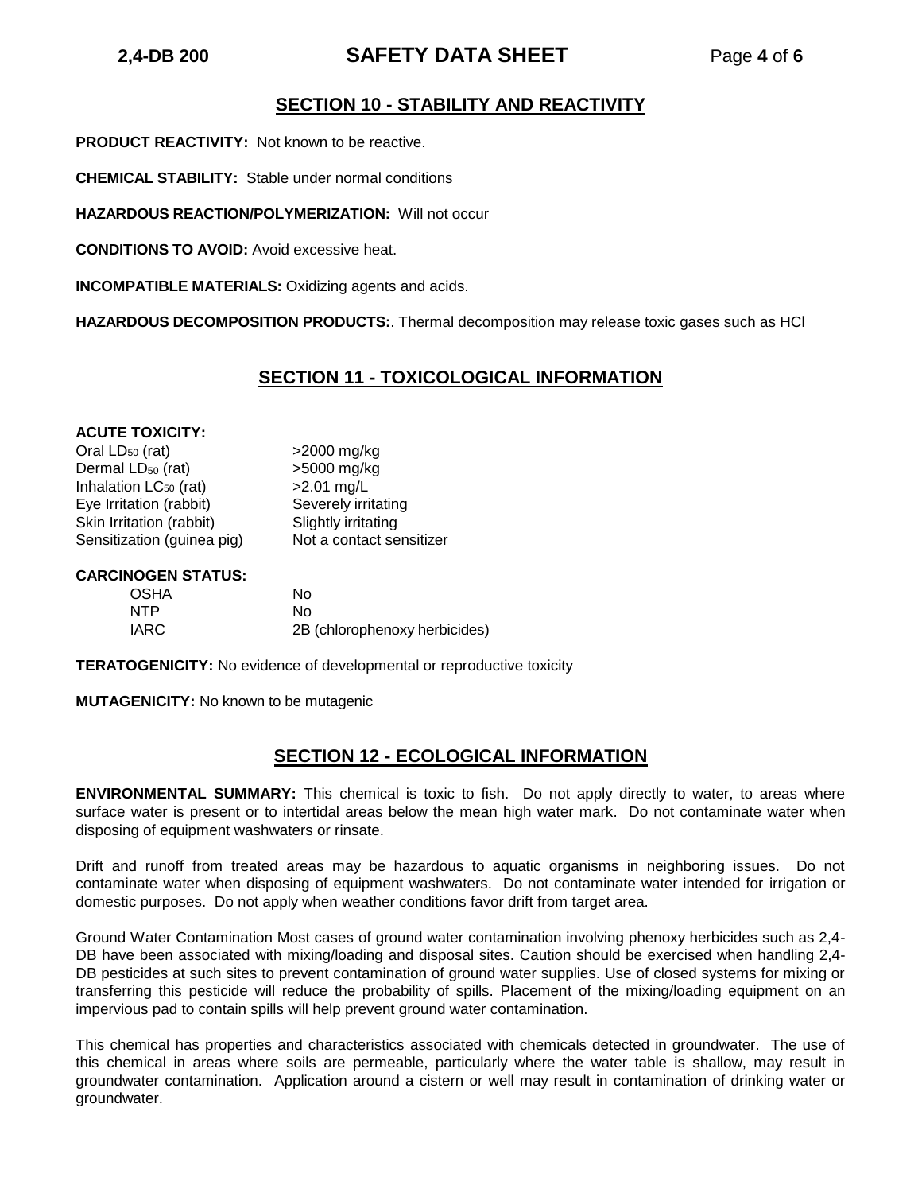## SECTION 10 - STABILITY AND REACTIVITY

**PRODUCT REACTIVITY:** Not known to be reactive.

**CHEMICAL STABILITY:** Stable under normal conditions

**HAZARDOUS REACTION/POLYMERIZATION:** Will not occur

**CONDITIONS TO AVOID:** Avoid excessive heat.

**INCOMPATIBLE MATERIALS:** Oxidizing agents and acids.

**HAZARDOUS DECOMPOSITION PRODUCTS:**. Thermal decomposition may release toxic gases such as HCl

## SECTION 11 - TOXICOLOGICAL INFORMATION

**ACUTE TOXICITY:**

| | |
|---|---|
| Oral $LD_{50}$ (rat) | >2000 mg/kg |
| Dermal $LD_{50}$ (rat) | >5000 mg/kg |
| Inhalation $LC_{50}$ (rat) | >2.01 mg/L |
| Eye Irritation (rabbit) | Severely irritating |
| Skin Irritation (rabbit) | Slightly irritating |
| Sensitization (guinea pig) | Not a contact sensitizer |

**CARCINOGEN STATUS:**

| | |
|---|---|
| OSHA | No |
| NTP | No |
| IARC | 2B (chlorophenoxy herbicides) |

**TERATOGENICITY:** No evidence of developmental or reproductive toxicity

**MUTAGENICITY:** No known to be mutagenic

## SECTION 12 - ECOLOGICAL INFORMATION

**ENVIRONMENTAL SUMMARY:** This chemical is toxic to fish. Do not apply directly to water, to areas where surface water is present or to intertidal areas below the mean high water mark. Do not contaminate water when disposing of equipment washwaters or rinsate.

Drift and runoff from treated areas may be hazardous to aquatic organisms in neighboring issues. Do not contaminate water when disposing of equipment washwaters. Do not contaminate water intended for irrigation or domestic purposes. Do not apply when weather conditions favor drift from target area.

Ground Water Contamination Most cases of ground water contamination involving phenoxy herbicides such as 2,4-DB have been associated with mixing/loading and disposal sites. Caution should be exercised when handling 2,4-DB pesticides at such sites to prevent contamination of ground water supplies. Use of closed systems for mixing or transferring this pesticide will reduce the probability of spills. Placement of the mixing/loading equipment on an impervious pad to contain spills will help prevent ground water contamination.

This chemical has properties and characteristics associated with chemicals detected in groundwater. The use of this chemical in areas where soils are permeable, particularly where the water table is shallow, may result in groundwater contamination. Application around a cistern or well may result in contamination of drinking water or groundwater.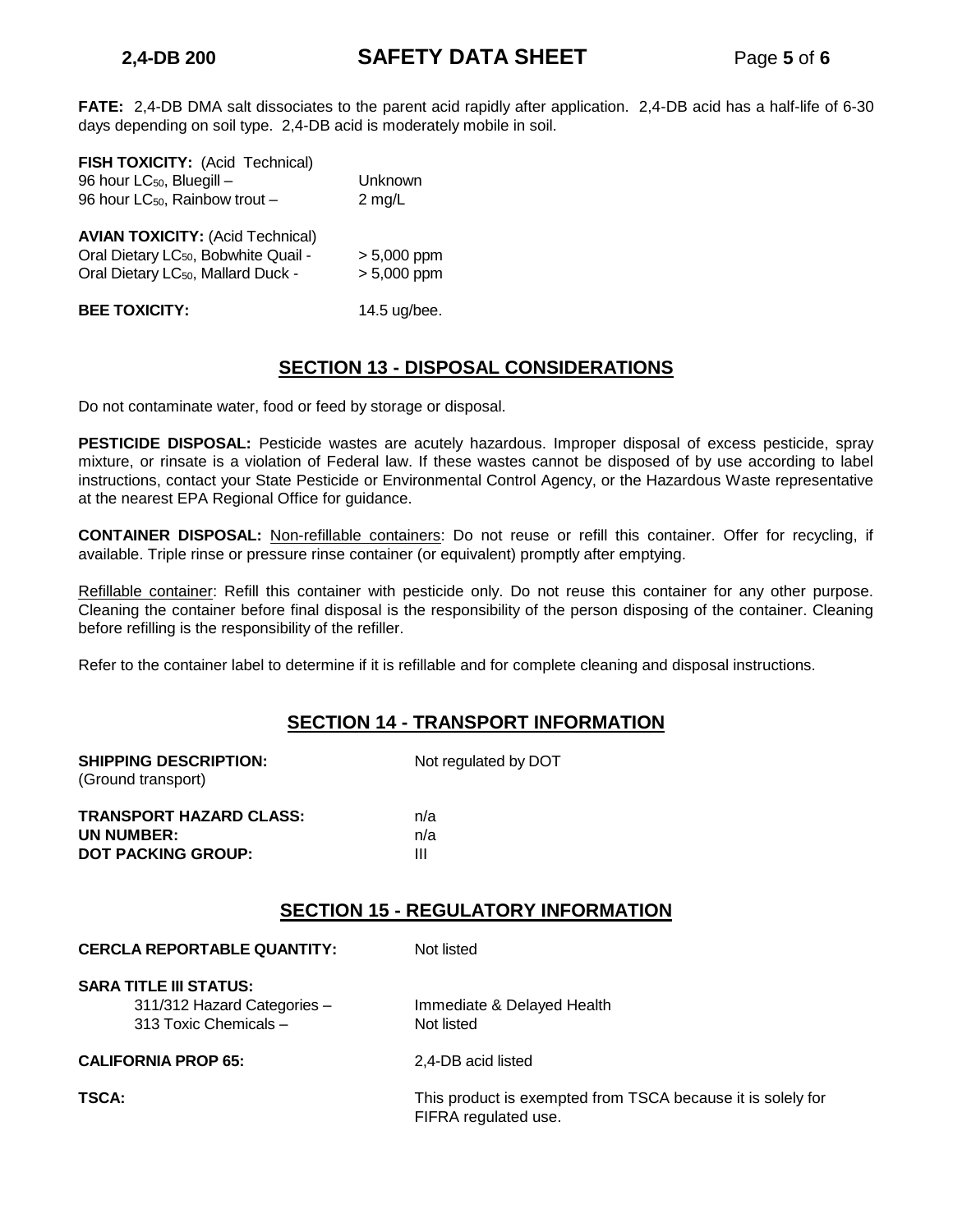**FATE:** 2,4-DB DMA salt dissociates to the parent acid rapidly after application. 2,4-DB acid has a half-life of 6-30 days depending on soil type. 2,4-DB acid is moderately mobile in soil.

**FISH TOXICITY:** (Acid Technical)

| | |
|---|---|
| 96 hour $LC_{50}$, Bluegill – | Unknown |
| 96 hour $LC_{50}$, Rainbow trout – | 2 mg/L |

**AVIAN TOXICITY:** (Acid Technical)

| | |
|---|---|
| Oral Dietary $LC_{50}$, Bobwhite Quail - | > 5,000 ppm |
| Oral Dietary $LC_{50}$, Mallard Duck - | > 5,000 ppm |

**BEE TOXICITY:** 14.5 ug/bee.

## SECTION 13 - DISPOSAL CONSIDERATIONS

Do not contaminate water, food or feed by storage or disposal.

**PESTICIDE DISPOSAL:** Pesticide wastes are acutely hazardous. Improper disposal of excess pesticide, spray mixture, or rinsate is a violation of Federal law. If these wastes cannot be disposed of by use according to label instructions, contact your State Pesticide or Environmental Control Agency, or the Hazardous Waste representative at the nearest EPA Regional Office for guidance.

**CONTAINER DISPOSAL:** Non-refillable containers: Do not reuse or refill this container. Offer for recycling, if available. Triple rinse or pressure rinse container (or equivalent) promptly after emptying.

Refillable container: Refill this container with pesticide only. Do not reuse this container for any other purpose. Cleaning the container before final disposal is the responsibility of the person disposing of the container. Cleaning before refilling is the responsibility of the refiller.

Refer to the container label to determine if it is refillable and for complete cleaning and disposal instructions.

## SECTION 14 - TRANSPORT INFORMATION

**SHIPPING DESCRIPTION:** (Ground transport) — Not regulated by DOT

**TRANSPORT HAZARD CLASS:** n/a
**UN NUMBER:** n/a
**DOT PACKING GROUP:** III

## SECTION 15 - REGULATORY INFORMATION

**CERCLA REPORTABLE QUANTITY:** Not listed

**SARA TITLE III STATUS:**

- 311/312 Hazard Categories – Immediate & Delayed Health
- 313 Toxic Chemicals – Not listed

**CALIFORNIA PROP 65:** 2,4-DB acid listed

**TSCA:** This product is exempted from TSCA because it is solely for FIFRA regulated use.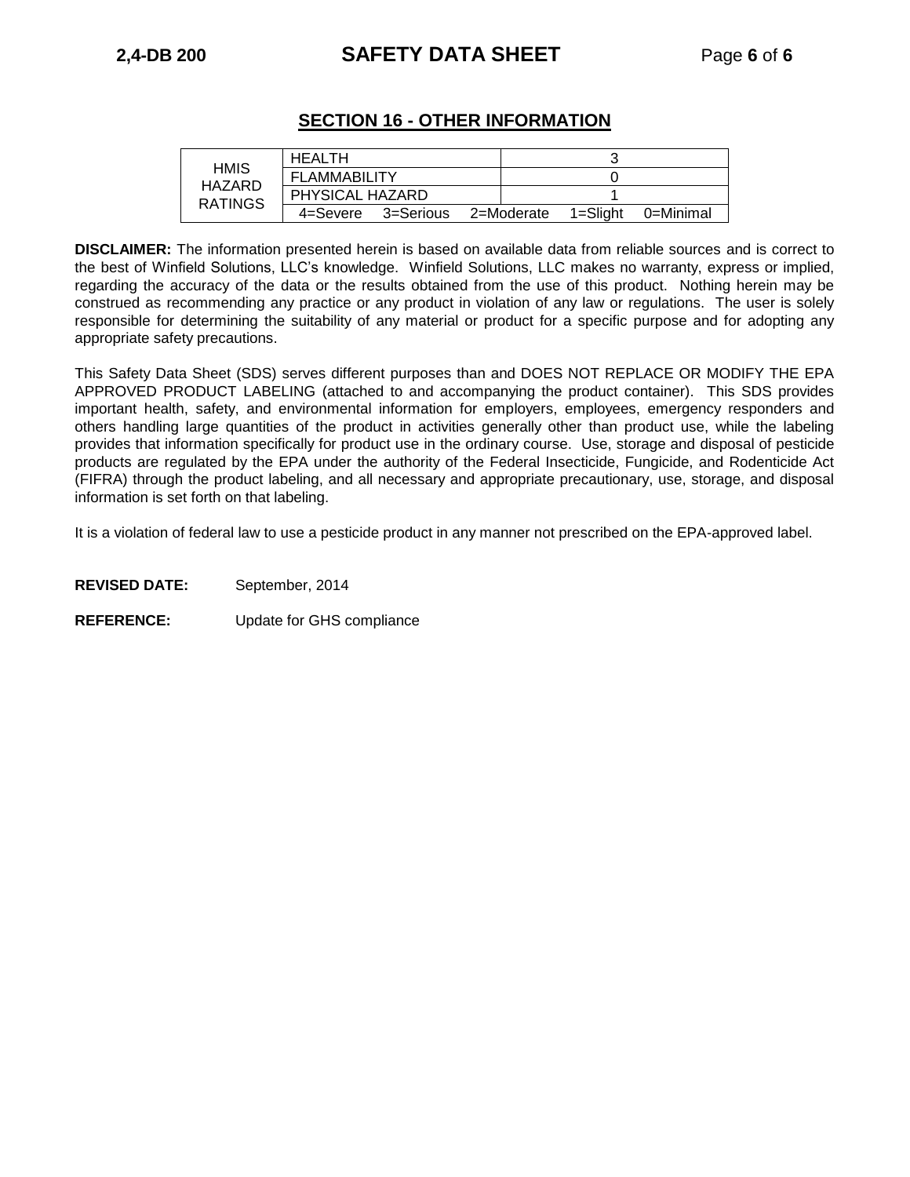## SECTION 16 - OTHER INFORMATION

| | | |
|---|---|---|
| HMIS HAZARD RATINGS | HEALTH | 3 |
| | FLAMMABILITY | 0 |
| | PHYSICAL HAZARD | 1 |
| | 4=Severe 3=Serious 2=Moderate 1=Slight 0=Minimal | |

**DISCLAIMER:** The information presented herein is based on available data from reliable sources and is correct to the best of Winfield Solutions, LLC's knowledge. Winfield Solutions, LLC makes no warranty, express or implied, regarding the accuracy of the data or the results obtained from the use of this product. Nothing herein may be construed as recommending any practice or any product in violation of any law or regulations. The user is solely responsible for determining the suitability of any material or product for a specific purpose and for adopting any appropriate safety precautions.

This Safety Data Sheet (SDS) serves different purposes than and DOES NOT REPLACE OR MODIFY THE EPA APPROVED PRODUCT LABELING (attached to and accompanying the product container). This SDS provides important health, safety, and environmental information for employers, employees, emergency responders and others handling large quantities of the product in activities generally other than product use, while the labeling provides that information specifically for product use in the ordinary course. Use, storage and disposal of pesticide products are regulated by the EPA under the authority of the Federal Insecticide, Fungicide, and Rodenticide Act (FIFRA) through the product labeling, and all necessary and appropriate precautionary, use, storage, and disposal information is set forth on that labeling.

It is a violation of federal law to use a pesticide product in any manner not prescribed on the EPA-approved label.

**REVISED DATE:** September, 2014

**REFERENCE:** Update for GHS compliance